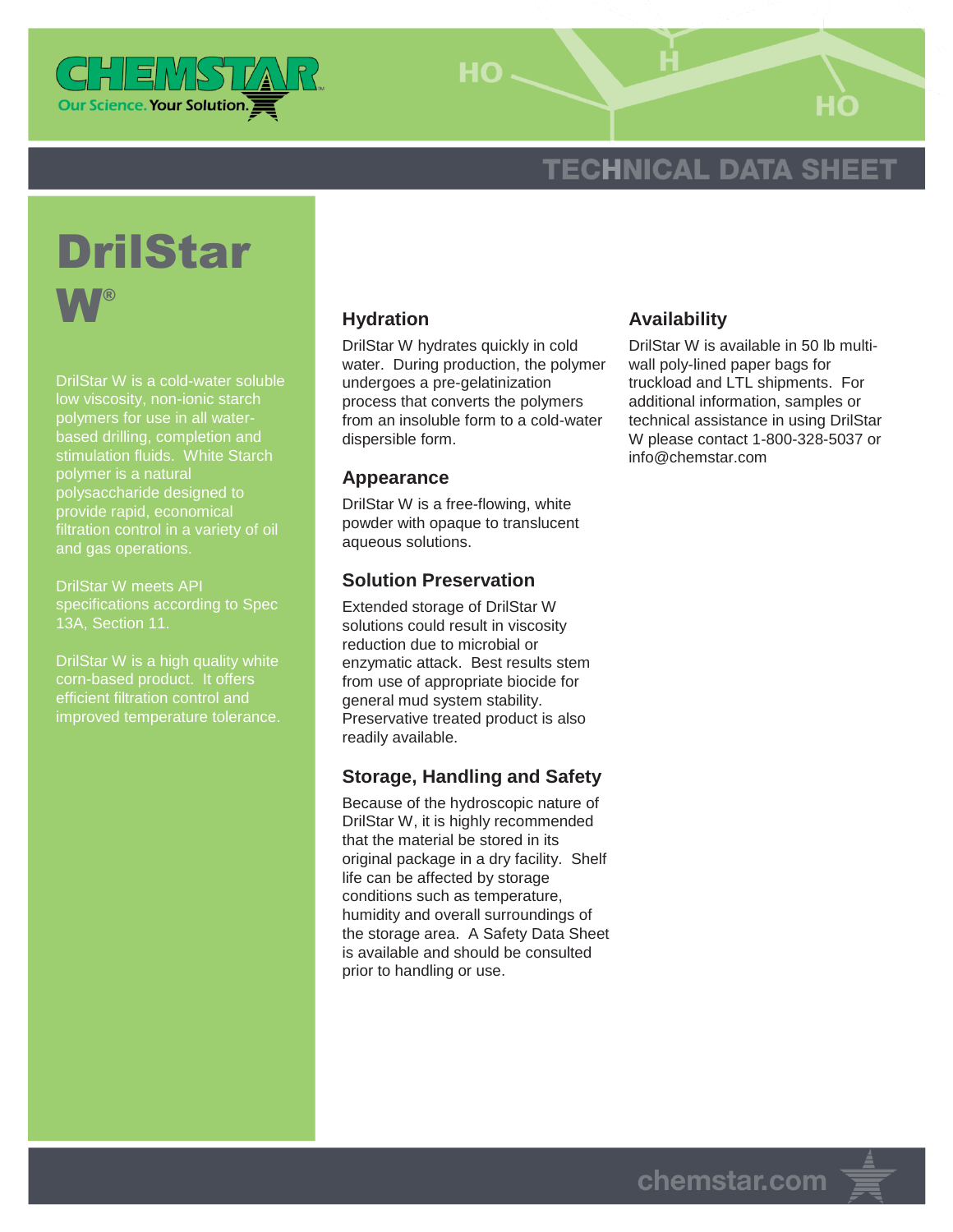# DrilStar W®

DrilStar W is a cold-water soluble low viscosity, non-ionic starch polymers for use in all water-based drilling, completion and stimulation fluids. White Starch polymer is a natural polysaccharide designed to provide rapid, economical filtration control in a variety of oil and gas operations.

DrilStar W meets API specifications according to Spec 13A, Section 11.

DrilStar W is a high quality white corn-based product. It offers efficient filtration control and improved temperature tolerance.

## Hydration

DrilStar W hydrates quickly in cold water. During production, the polymer undergoes a pre-gelatinization process that converts the polymers from an insoluble form to a cold-water dispersible form.

## Appearance

DrilStar W is a free-flowing, white powder with opaque to translucent aqueous solutions.

## Solution Preservation

Extended storage of DrilStar W solutions could result in viscosity reduction due to microbial or enzymatic attack. Best results stem from use of appropriate biocide for general mud system stability. Preservative treated product is also readily available.

## Storage, Handling and Safety

Because of the hydroscopic nature of DrilStar W, it is highly recommended that the material be stored in its original package in a dry facility. Shelf life can be affected by storage conditions such as temperature, humidity and overall surroundings of the storage area. A Safety Data Sheet is available and should be consulted prior to handling or use.

## Availability

DrilStar W is available in 50 lb multi-wall poly-lined paper bags for truckload and LTL shipments. For additional information, samples or technical assistance in using DrilStar W please contact 1-800-328-5037 or info@chemstar.com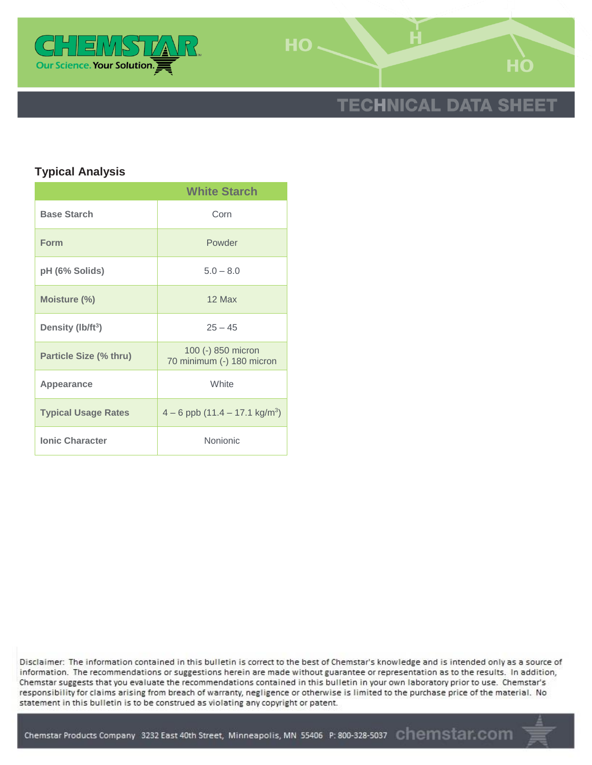## Typical Analysis

| | White Starch |
|---|---|
| Base Starch | Corn |
| Form | Powder |
| pH (6% Solids) | 5.0 – 8.0 |
| Moisture (%) | 12 Max |
| Density (lb/ft$^3$) | 25 – 45 |
| Particle Size (% thru) | 100 (-) 850 micron<br>70 minimum (-) 180 micron |
| Appearance | White |
| Typical Usage Rates | 4 – 6 ppb (11.4 – 17.1 kg/m$^3$) |
| Ionic Character | Nonionic |

Disclaimer: The information contained in this bulletin is correct to the best of Chemstar's knowledge and is intended only as a source of information. The recommendations or suggestions herein are made without guarantee or representation as to the results. In addition, Chemstar suggests that you evaluate the recommendations contained in this bulletin in your own laboratory prior to use. Chemstar's responsibility for claims arising from breach of warranty, negligence or otherwise is limited to the purchase price of the material. No statement in this bulletin is to be construed as violating any copyright or patent.